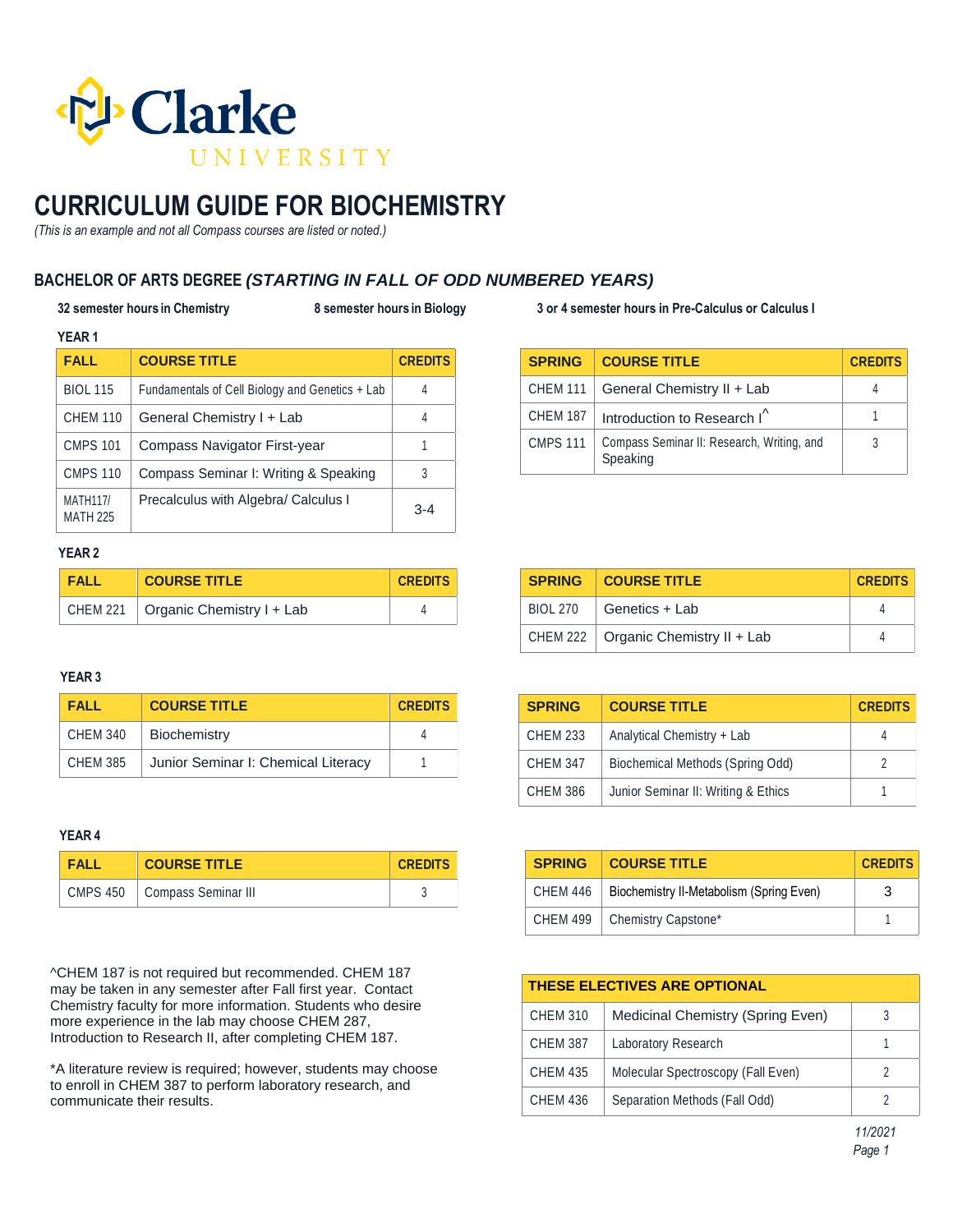Clarke UNIVERSITY

# CURRICULUM GUIDE FOR BIOCHEMISTRY

*(This is an example and not all Compass courses are listed or noted.)*

## BACHELOR OF ARTS DEGREE *(STARTING IN FALL OF ODD NUMBERED YEARS)*

**32 semester hours in Chemistry** **8 semester hours in Biology** **3 or 4 semester hours in Pre-Calculus or Calculus I**

### YEAR 1

| FALL | COURSE TITLE | CREDITS |
|---|---|---|
| BIOL 115 | Fundamentals of Cell Biology and Genetics + Lab | 4 |
| CHEM 110 | General Chemistry I + Lab | 4 |
| CMPS 101 | Compass Navigator First-year | 1 |
| CMPS 110 | Compass Seminar I: Writing & Speaking | 3 |
| MATH117/ MATH 225 | Precalculus with Algebra/ Calculus I | 3-4 |

| SPRING | COURSE TITLE | CREDITS |
|---|---|---|
| CHEM 111 | General Chemistry II + Lab | 4 |
| CHEM 187 | Introduction to Research I^ | 1 |
| CMPS 111 | Compass Seminar II: Research, Writing, and Speaking | 3 |

### YEAR 2

| FALL | COURSE TITLE | CREDITS |
|---|---|---|
| CHEM 221 | Organic Chemistry I + Lab | 4 |

| SPRING | COURSE TITLE | CREDITS |
|---|---|---|
| BIOL 270 | Genetics + Lab | 4 |
| CHEM 222 | Organic Chemistry II + Lab | 4 |

### YEAR 3

| FALL | COURSE TITLE | CREDITS |
|---|---|---|
| CHEM 340 | Biochemistry | 4 |
| CHEM 385 | Junior Seminar I: Chemical Literacy | 1 |

| SPRING | COURSE TITLE | CREDITS |
|---|---|---|
| CHEM 233 | Analytical Chemistry + Lab | 4 |
| CHEM 347 | Biochemical Methods (Spring Odd) | 2 |
| CHEM 386 | Junior Seminar II: Writing & Ethics | 1 |

### YEAR 4

| FALL | COURSE TITLE | CREDITS |
|---|---|---|
| CMPS 450 | Compass Seminar III | 3 |

| SPRING | COURSE TITLE | CREDITS |
|---|---|---|
| CHEM 446 | Biochemistry II-Metabolism (Spring Even) | 3 |
| CHEM 499 | Chemistry Capstone* | 1 |

^CHEM 187 is not required but recommended. CHEM 187 may be taken in any semester after Fall first year. Contact Chemistry faculty for more information. Students who desire more experience in the lab may choose CHEM 287, Introduction to Research II, after completing CHEM 187.

*A literature review is required; however, students may choose to enroll in CHEM 387 to perform laboratory research, and communicate their results.

| THESE ELECTIVES ARE OPTIONAL | | |
|---|---|---|
| CHEM 310 | Medicinal Chemistry (Spring Even) | 3 |
| CHEM 387 | Laboratory Research | 1 |
| CHEM 435 | Molecular Spectroscopy (Fall Even) | 2 |
| CHEM 436 | Separation Methods (Fall Odd) | 2 |

*11/2021*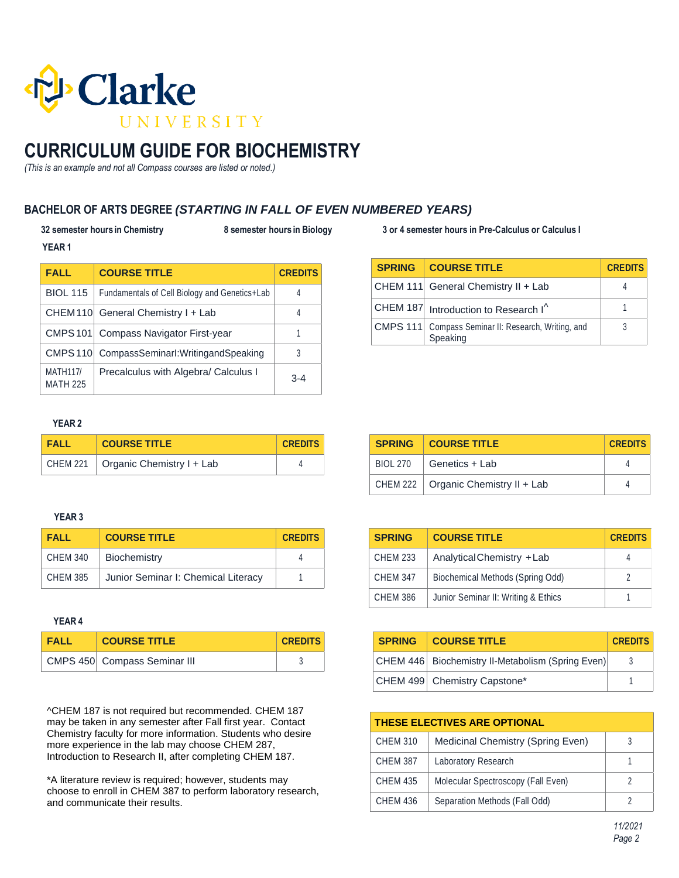Clarke UNIVERSITY

# CURRICULUM GUIDE FOR BIOCHEMISTRY

*(This is an example and not all Compass courses are listed or noted.)*

## BACHELOR OF ARTS DEGREE *(STARTING IN FALL OF EVEN NUMBERED YEARS)*

**32 semester hours in Chemistry** **8 semester hours in Biology** **3 or 4 semester hours in Pre-Calculus or Calculus I**

### YEAR 1

| FALL | COURSE TITLE | CREDITS |
|---|---|---|
| BIOL 115 | Fundamentals of Cell Biology and Genetics+Lab | 4 |
| CHEM 110 | General Chemistry I + Lab | 4 |
| CMPS 101 | Compass Navigator First-year | 1 |
| CMPS 110 | CompassSeminarI:WritingandSpeaking | 3 |
| MATH117/ MATH 225 | Precalculus with Algebra/ Calculus I | 3-4 |

| SPRING | COURSE TITLE | CREDITS |
|---|---|---|
| CHEM 111 | General Chemistry II + Lab | 4 |
| CHEM 187 | Introduction to Research I^ | 1 |
| CMPS 111 | Compass Seminar II: Research, Writing, and Speaking | 3 |

### YEAR 2

| FALL | COURSE TITLE | CREDITS |
|---|---|---|
| CHEM 221 | Organic Chemistry I + Lab | 4 |

| SPRING | COURSE TITLE | CREDITS |
|---|---|---|
| BIOL 270 | Genetics + Lab | 4 |
| CHEM 222 | Organic Chemistry II + Lab | 4 |

### YEAR 3

| FALL | COURSE TITLE | CREDITS |
|---|---|---|
| CHEM 340 | Biochemistry | 4 |
| CHEM 385 | Junior Seminar I: Chemical Literacy | 1 |

| SPRING | COURSE TITLE | CREDITS |
|---|---|---|
| CHEM 233 | Analytical Chemistry + Lab | 4 |
| CHEM 347 | Biochemical Methods (Spring Odd) | 2 |
| CHEM 386 | Junior Seminar II: Writing & Ethics | 1 |

### YEAR 4

| FALL | COURSE TITLE | CREDITS |
|---|---|---|
| CMPS 450 | Compass Seminar III | 3 |

| SPRING | COURSE TITLE | CREDITS |
|---|---|---|
| CHEM 446 | Biochemistry II-Metabolism (Spring Even) | 3 |
| CHEM 499 | Chemistry Capstone* | 1 |

^CHEM 187 is not required but recommended. CHEM 187 may be taken in any semester after Fall first year. Contact Chemistry faculty for more information. Students who desire more experience in the lab may choose CHEM 287, Introduction to Research II, after completing CHEM 187.

*A literature review is required; however, students may choose to enroll in CHEM 387 to perform laboratory research, and communicate their results.

| THESE ELECTIVES ARE OPTIONAL | | |
|---|---|---|
| CHEM 310 | Medicinal Chemistry (Spring Even) | 3 |
| CHEM 387 | Laboratory Research | 1 |
| CHEM 435 | Molecular Spectroscopy (Fall Even) | 2 |
| CHEM 436 | Separation Methods (Fall Odd) | 2 |

*11/2021*